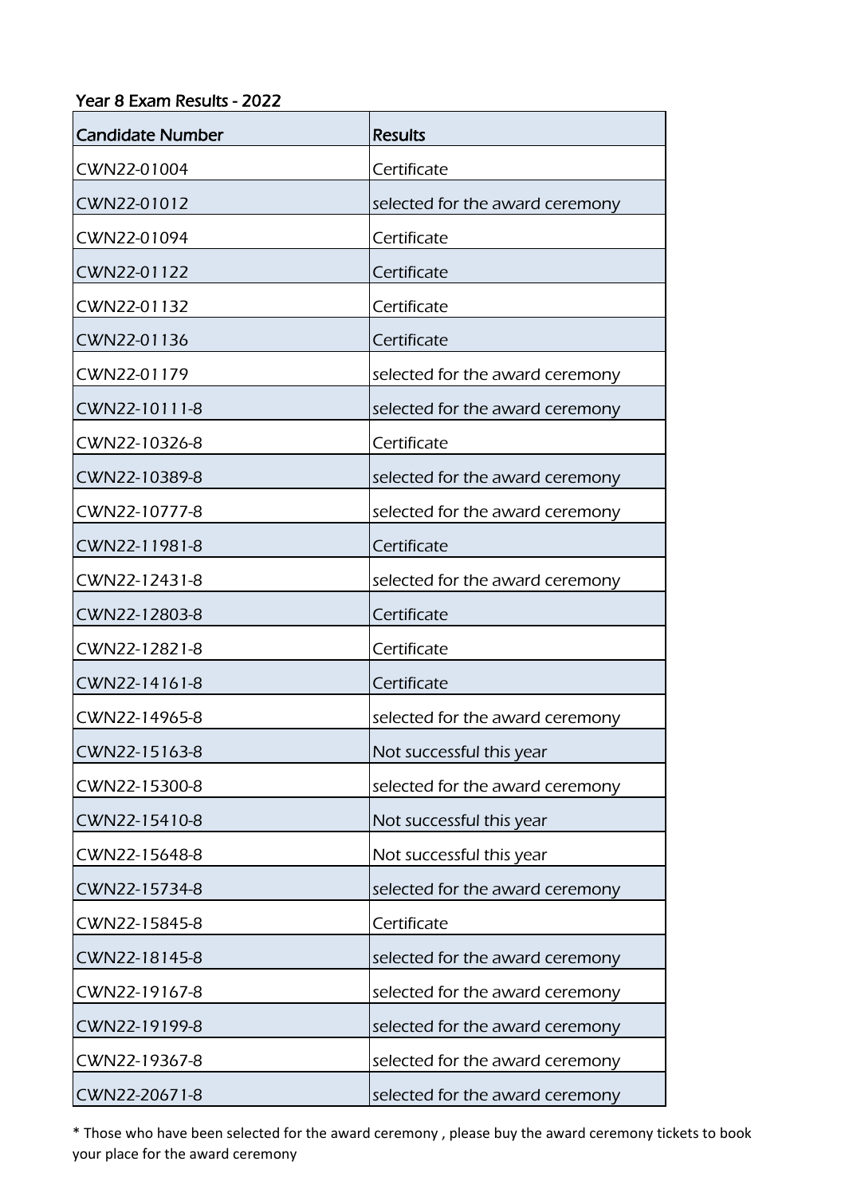## Year 8 Exam Results - 2022

| Candidate Number | Results |
|---|---|
| CWN22-01004 | Certificate |
| CWN22-01012 | selected for the award ceremony |
| CWN22-01094 | Certificate |
| CWN22-01122 | Certificate |
| CWN22-01132 | Certificate |
| CWN22-01136 | Certificate |
| CWN22-01179 | selected for the award ceremony |
| CWN22-10111-8 | selected for the award ceremony |
| CWN22-10326-8 | Certificate |
| CWN22-10389-8 | selected for the award ceremony |
| CWN22-10777-8 | selected for the award ceremony |
| CWN22-11981-8 | Certificate |
| CWN22-12431-8 | selected for the award ceremony |
| CWN22-12803-8 | Certificate |
| CWN22-12821-8 | Certificate |
| CWN22-14161-8 | Certificate |
| CWN22-14965-8 | selected for the award ceremony |
| CWN22-15163-8 | Not successful this year |
| CWN22-15300-8 | selected for the award ceremony |
| CWN22-15410-8 | Not successful this year |
| CWN22-15648-8 | Not successful this year |
| CWN22-15734-8 | selected for the award ceremony |
| CWN22-15845-8 | Certificate |
| CWN22-18145-8 | selected for the award ceremony |
| CWN22-19167-8 | selected for the award ceremony |
| CWN22-19199-8 | selected for the award ceremony |
| CWN22-19367-8 | selected for the award ceremony |
| CWN22-20671-8 | selected for the award ceremony |

* Those who have been selected for the award ceremony , please buy the award ceremony tickets to book your place for the award ceremony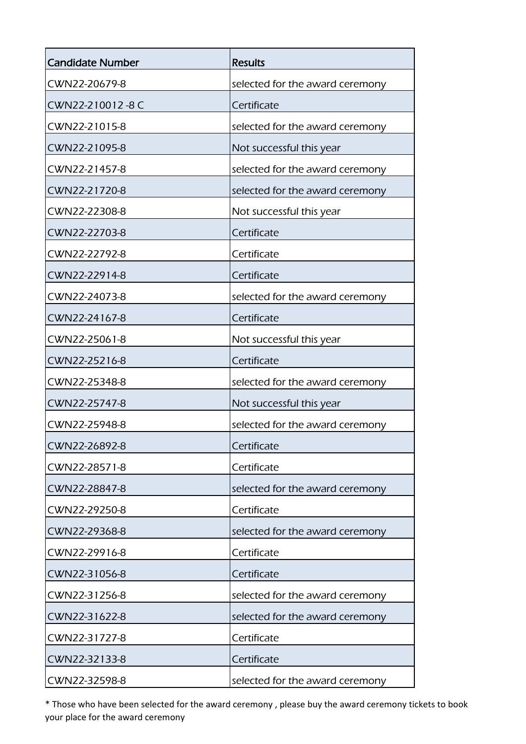| Candidate Number | Results |
| --- | --- |
| CWN22-20679-8 | selected for the award ceremony |
| CWN22-210012 -8 C | Certificate |
| CWN22-21015-8 | selected for the award ceremony |
| CWN22-21095-8 | Not successful this year |
| CWN22-21457-8 | selected for the award ceremony |
| CWN22-21720-8 | selected for the award ceremony |
| CWN22-22308-8 | Not successful this year |
| CWN22-22703-8 | Certificate |
| CWN22-22792-8 | Certificate |
| CWN22-22914-8 | Certificate |
| CWN22-24073-8 | selected for the award ceremony |
| CWN22-24167-8 | Certificate |
| CWN22-25061-8 | Not successful this year |
| CWN22-25216-8 | Certificate |
| CWN22-25348-8 | selected for the award ceremony |
| CWN22-25747-8 | Not successful this year |
| CWN22-25948-8 | selected for the award ceremony |
| CWN22-26892-8 | Certificate |
| CWN22-28571-8 | Certificate |
| CWN22-28847-8 | selected for the award ceremony |
| CWN22-29250-8 | Certificate |
| CWN22-29368-8 | selected for the award ceremony |
| CWN22-29916-8 | Certificate |
| CWN22-31056-8 | Certificate |
| CWN22-31256-8 | selected for the award ceremony |
| CWN22-31622-8 | selected for the award ceremony |
| CWN22-31727-8 | Certificate |
| CWN22-32133-8 | Certificate |
| CWN22-32598-8 | selected for the award ceremony |

* Those who have been selected for the award ceremony , please buy the award ceremony tickets to book your place for the award ceremony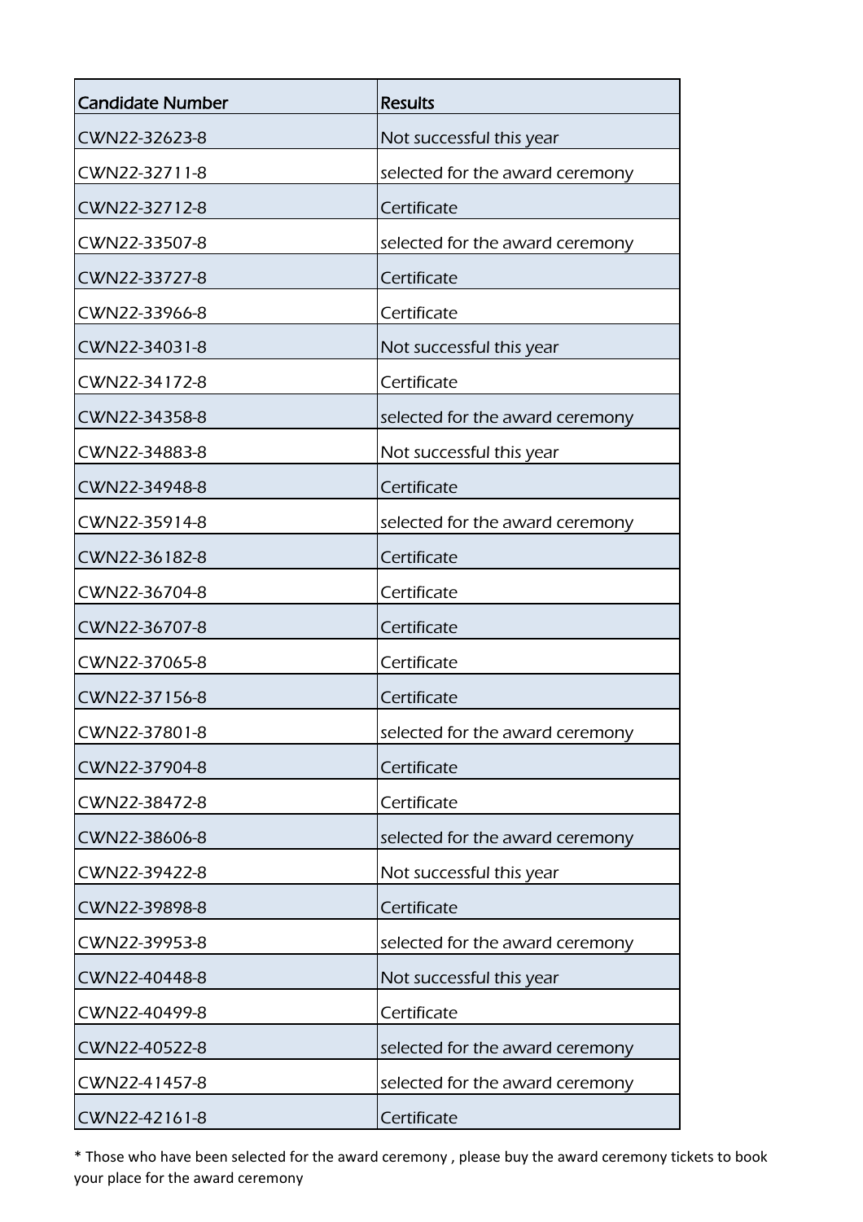| Candidate Number | Results |
|---|---|
| CWN22-32623-8 | Not successful this year |
| CWN22-32711-8 | selected for the award ceremony |
| CWN22-32712-8 | Certificate |
| CWN22-33507-8 | selected for the award ceremony |
| CWN22-33727-8 | Certificate |
| CWN22-33966-8 | Certificate |
| CWN22-34031-8 | Not successful this year |
| CWN22-34172-8 | Certificate |
| CWN22-34358-8 | selected for the award ceremony |
| CWN22-34883-8 | Not successful this year |
| CWN22-34948-8 | Certificate |
| CWN22-35914-8 | selected for the award ceremony |
| CWN22-36182-8 | Certificate |
| CWN22-36704-8 | Certificate |
| CWN22-36707-8 | Certificate |
| CWN22-37065-8 | Certificate |
| CWN22-37156-8 | Certificate |
| CWN22-37801-8 | selected for the award ceremony |
| CWN22-37904-8 | Certificate |
| CWN22-38472-8 | Certificate |
| CWN22-38606-8 | selected for the award ceremony |
| CWN22-39422-8 | Not successful this year |
| CWN22-39898-8 | Certificate |
| CWN22-39953-8 | selected for the award ceremony |
| CWN22-40448-8 | Not successful this year |
| CWN22-40499-8 | Certificate |
| CWN22-40522-8 | selected for the award ceremony |
| CWN22-41457-8 | selected for the award ceremony |
| CWN22-42161-8 | Certificate |

* Those who have been selected for the award ceremony , please buy the award ceremony tickets to book your place for the award ceremony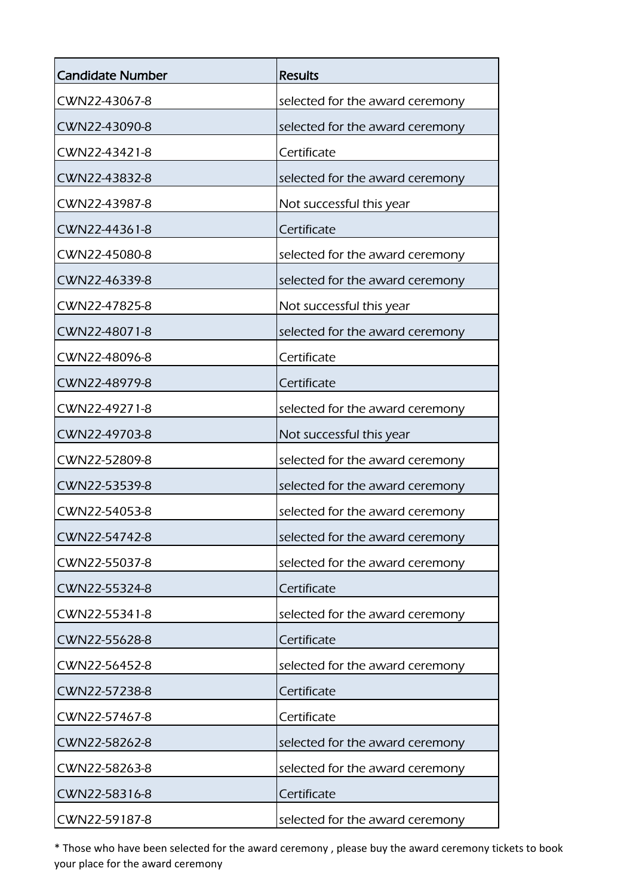| Candidate Number | Results |
|---|---|
| CWN22-43067-8 | selected for the award ceremony |
| CWN22-43090-8 | selected for the award ceremony |
| CWN22-43421-8 | Certificate |
| CWN22-43832-8 | selected for the award ceremony |
| CWN22-43987-8 | Not successful this year |
| CWN22-44361-8 | Certificate |
| CWN22-45080-8 | selected for the award ceremony |
| CWN22-46339-8 | selected for the award ceremony |
| CWN22-47825-8 | Not successful this year |
| CWN22-48071-8 | selected for the award ceremony |
| CWN22-48096-8 | Certificate |
| CWN22-48979-8 | Certificate |
| CWN22-49271-8 | selected for the award ceremony |
| CWN22-49703-8 | Not successful this year |
| CWN22-52809-8 | selected for the award ceremony |
| CWN22-53539-8 | selected for the award ceremony |
| CWN22-54053-8 | selected for the award ceremony |
| CWN22-54742-8 | selected for the award ceremony |
| CWN22-55037-8 | selected for the award ceremony |
| CWN22-55324-8 | Certificate |
| CWN22-55341-8 | selected for the award ceremony |
| CWN22-55628-8 | Certificate |
| CWN22-56452-8 | selected for the award ceremony |
| CWN22-57238-8 | Certificate |
| CWN22-57467-8 | Certificate |
| CWN22-58262-8 | selected for the award ceremony |
| CWN22-58263-8 | selected for the award ceremony |
| CWN22-58316-8 | Certificate |
| CWN22-59187-8 | selected for the award ceremony |

* Those who have been selected for the award ceremony , please buy the award ceremony tickets to book your place for the award ceremony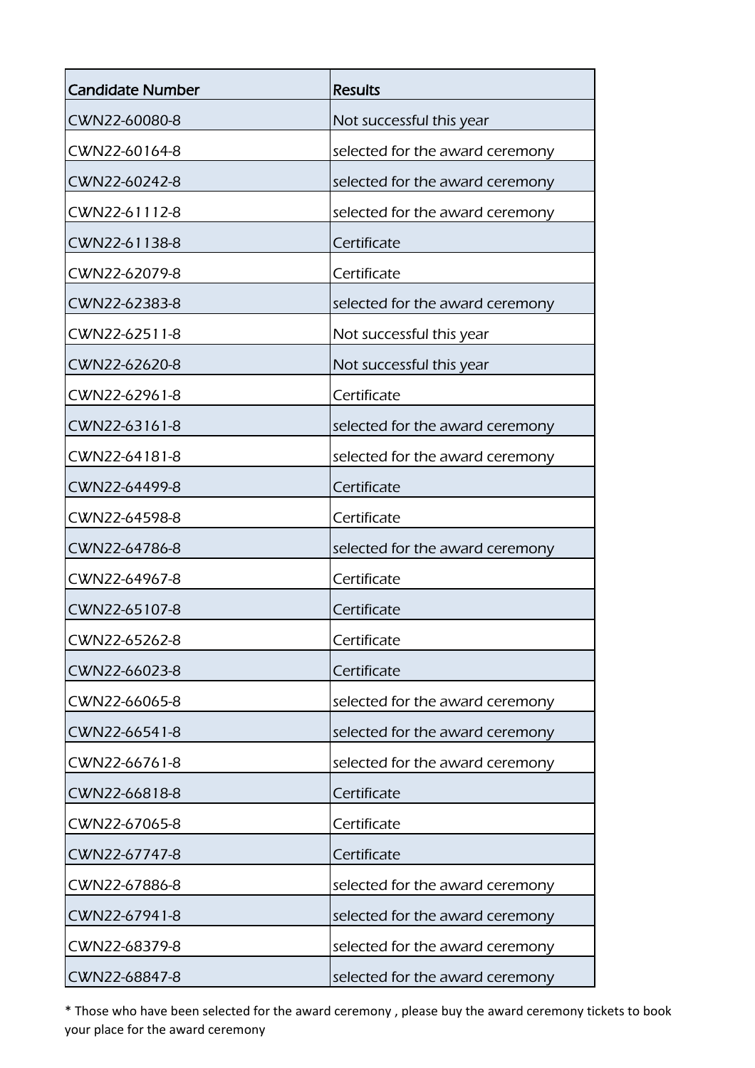| Candidate Number | Results |
|---|---|
| CWN22-60080-8 | Not successful this year |
| CWN22-60164-8 | selected for the award ceremony |
| CWN22-60242-8 | selected for the award ceremony |
| CWN22-61112-8 | selected for the award ceremony |
| CWN22-61138-8 | Certificate |
| CWN22-62079-8 | Certificate |
| CWN22-62383-8 | selected for the award ceremony |
| CWN22-62511-8 | Not successful this year |
| CWN22-62620-8 | Not successful this year |
| CWN22-62961-8 | Certificate |
| CWN22-63161-8 | selected for the award ceremony |
| CWN22-64181-8 | selected for the award ceremony |
| CWN22-64499-8 | Certificate |
| CWN22-64598-8 | Certificate |
| CWN22-64786-8 | selected for the award ceremony |
| CWN22-64967-8 | Certificate |
| CWN22-65107-8 | Certificate |
| CWN22-65262-8 | Certificate |
| CWN22-66023-8 | Certificate |
| CWN22-66065-8 | selected for the award ceremony |
| CWN22-66541-8 | selected for the award ceremony |
| CWN22-66761-8 | selected for the award ceremony |
| CWN22-66818-8 | Certificate |
| CWN22-67065-8 | Certificate |
| CWN22-67747-8 | Certificate |
| CWN22-67886-8 | selected for the award ceremony |
| CWN22-67941-8 | selected for the award ceremony |
| CWN22-68379-8 | selected for the award ceremony |
| CWN22-68847-8 | selected for the award ceremony |

* Those who have been selected for the award ceremony , please buy the award ceremony tickets to book your place for the award ceremony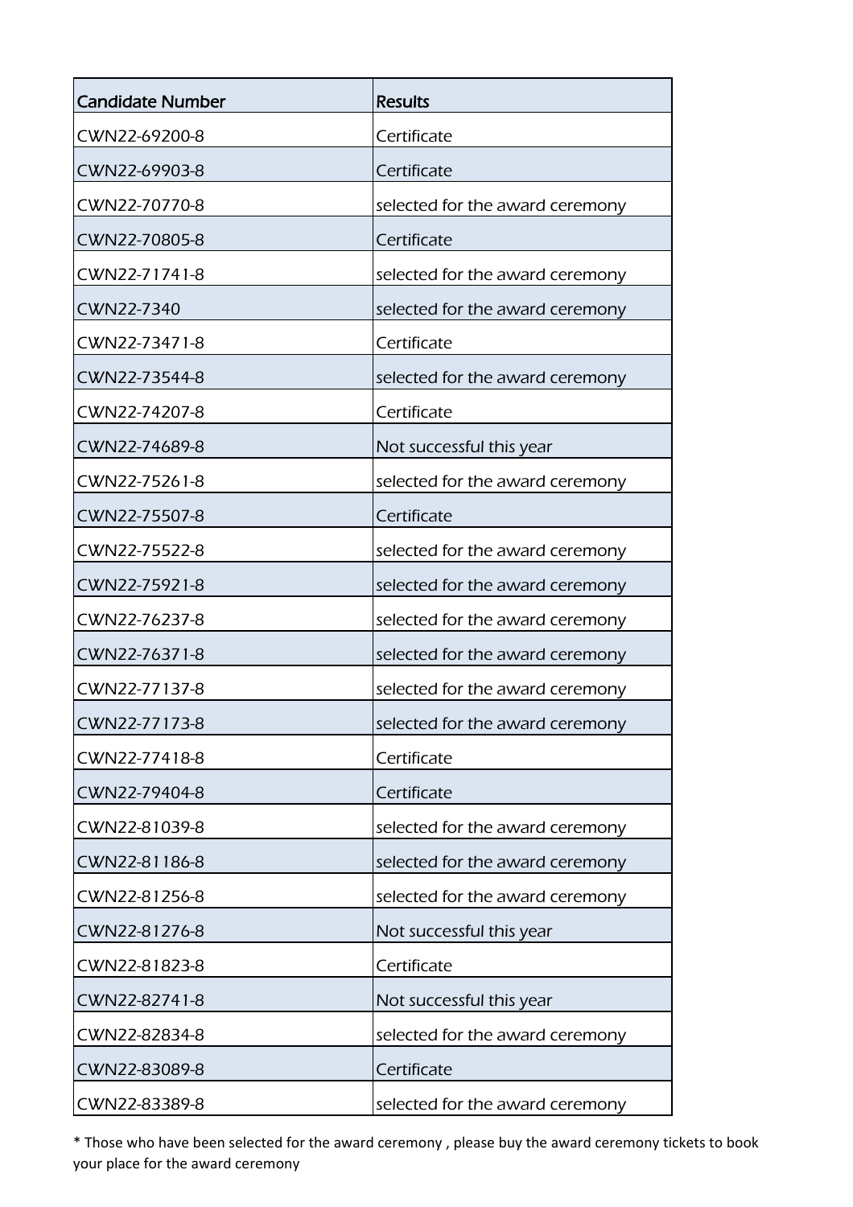| Candidate Number | Results |
| --- | --- |
| CWN22-69200-8 | Certificate |
| CWN22-69903-8 | Certificate |
| CWN22-70770-8 | selected for the award ceremony |
| CWN22-70805-8 | Certificate |
| CWN22-71741-8 | selected for the award ceremony |
| CWN22-7340 | selected for the award ceremony |
| CWN22-73471-8 | Certificate |
| CWN22-73544-8 | selected for the award ceremony |
| CWN22-74207-8 | Certificate |
| CWN22-74689-8 | Not successful this year |
| CWN22-75261-8 | selected for the award ceremony |
| CWN22-75507-8 | Certificate |
| CWN22-75522-8 | selected for the award ceremony |
| CWN22-75921-8 | selected for the award ceremony |
| CWN22-76237-8 | selected for the award ceremony |
| CWN22-76371-8 | selected for the award ceremony |
| CWN22-77137-8 | selected for the award ceremony |
| CWN22-77173-8 | selected for the award ceremony |
| CWN22-77418-8 | Certificate |
| CWN22-79404-8 | Certificate |
| CWN22-81039-8 | selected for the award ceremony |
| CWN22-81186-8 | selected for the award ceremony |
| CWN22-81256-8 | selected for the award ceremony |
| CWN22-81276-8 | Not successful this year |
| CWN22-81823-8 | Certificate |
| CWN22-82741-8 | Not successful this year |
| CWN22-82834-8 | selected for the award ceremony |
| CWN22-83089-8 | Certificate |
| CWN22-83389-8 | selected for the award ceremony |

* Those who have been selected for the award ceremony , please buy the award ceremony tickets to book your place for the award ceremony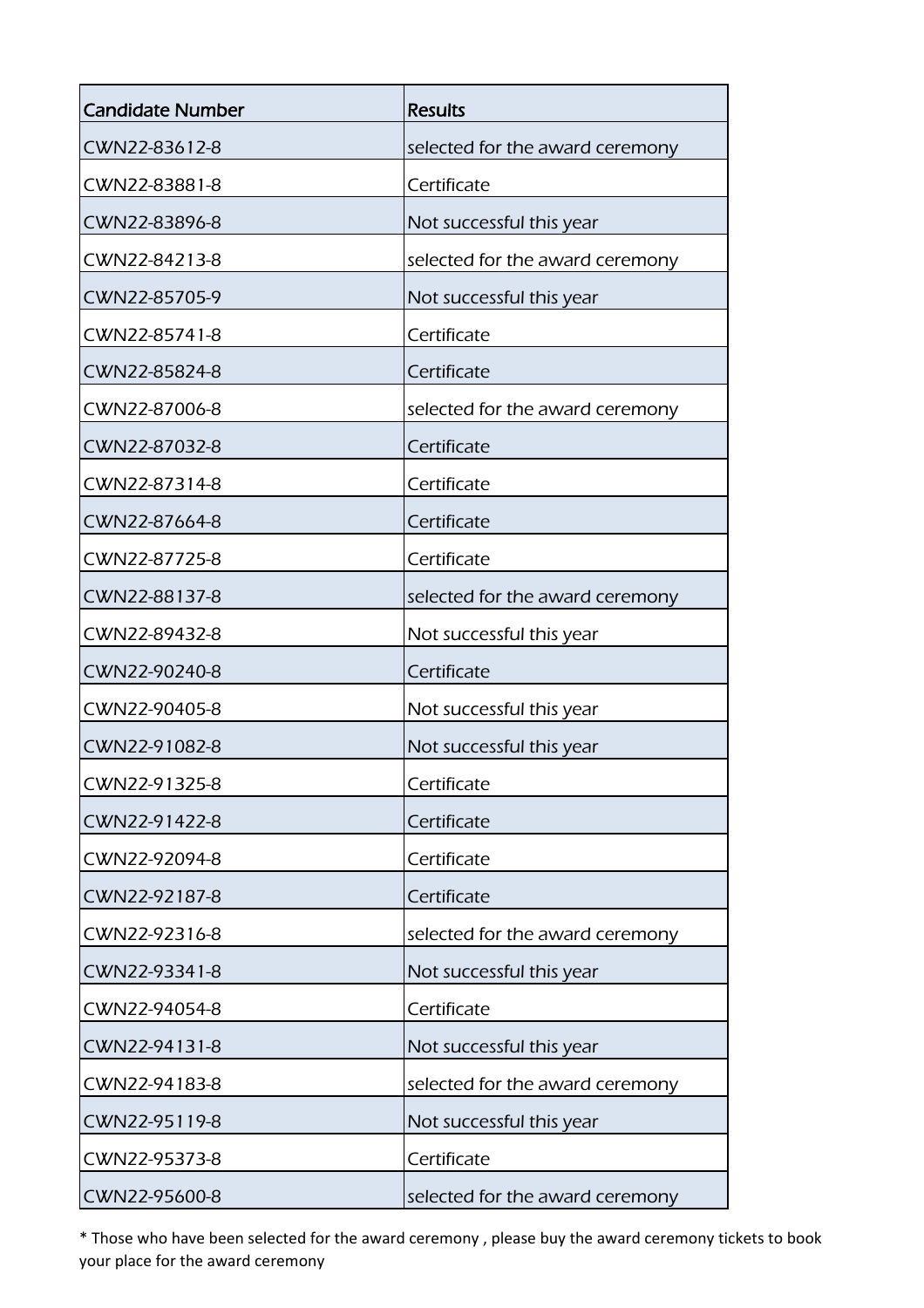| Candidate Number | Results |
| --- | --- |
| CWN22-83612-8 | selected for the award ceremony |
| CWN22-83881-8 | Certificate |
| CWN22-83896-8 | Not successful this year |
| CWN22-84213-8 | selected for the award ceremony |
| CWN22-85705-9 | Not successful this year |
| CWN22-85741-8 | Certificate |
| CWN22-85824-8 | Certificate |
| CWN22-87006-8 | selected for the award ceremony |
| CWN22-87032-8 | Certificate |
| CWN22-87314-8 | Certificate |
| CWN22-87664-8 | Certificate |
| CWN22-87725-8 | Certificate |
| CWN22-88137-8 | selected for the award ceremony |
| CWN22-89432-8 | Not successful this year |
| CWN22-90240-8 | Certificate |
| CWN22-90405-8 | Not successful this year |
| CWN22-91082-8 | Not successful this year |
| CWN22-91325-8 | Certificate |
| CWN22-91422-8 | Certificate |
| CWN22-92094-8 | Certificate |
| CWN22-92187-8 | Certificate |
| CWN22-92316-8 | selected for the award ceremony |
| CWN22-93341-8 | Not successful this year |
| CWN22-94054-8 | Certificate |
| CWN22-94131-8 | Not successful this year |
| CWN22-94183-8 | selected for the award ceremony |
| CWN22-95119-8 | Not successful this year |
| CWN22-95373-8 | Certificate |
| CWN22-95600-8 | selected for the award ceremony |

* Those who have been selected for the award ceremony , please buy the award ceremony tickets to book your place for the award ceremony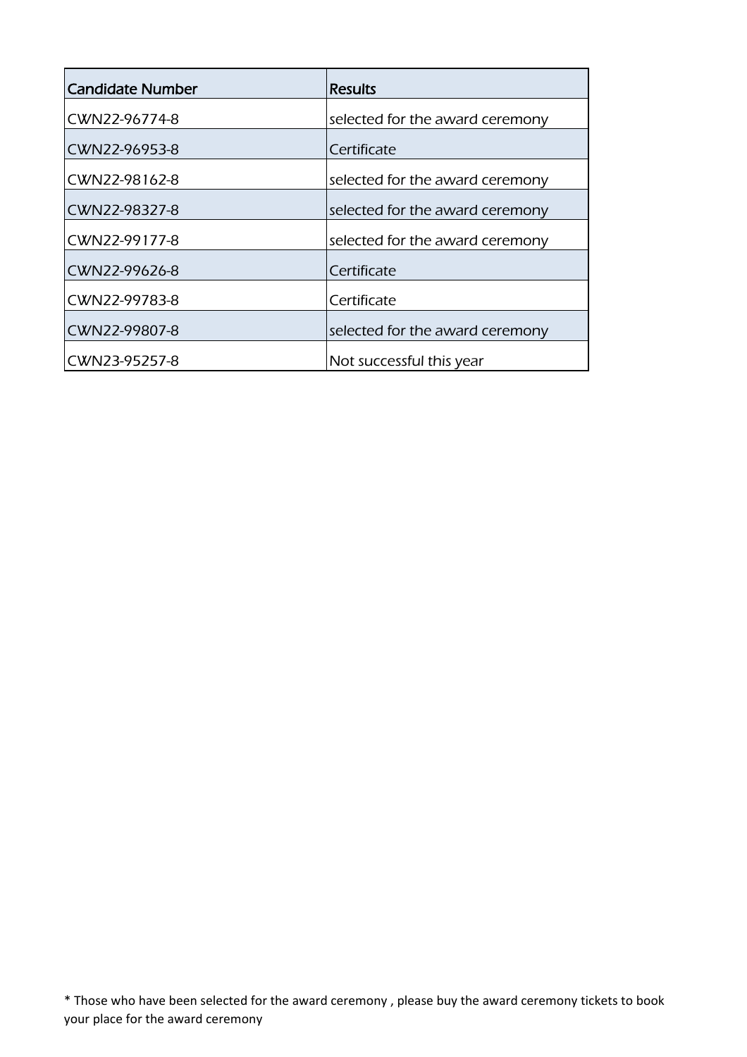| Candidate Number | Results |
|---|---|
| CWN22-96774-8 | selected for the award ceremony |
| CWN22-96953-8 | Certificate |
| CWN22-98162-8 | selected for the award ceremony |
| CWN22-98327-8 | selected for the award ceremony |
| CWN22-99177-8 | selected for the award ceremony |
| CWN22-99626-8 | Certificate |
| CWN22-99783-8 | Certificate |
| CWN22-99807-8 | selected for the award ceremony |
| CWN23-95257-8 | Not successful this year |

* Those who have been selected for the award ceremony , please buy the award ceremony tickets to book your place for the award ceremony